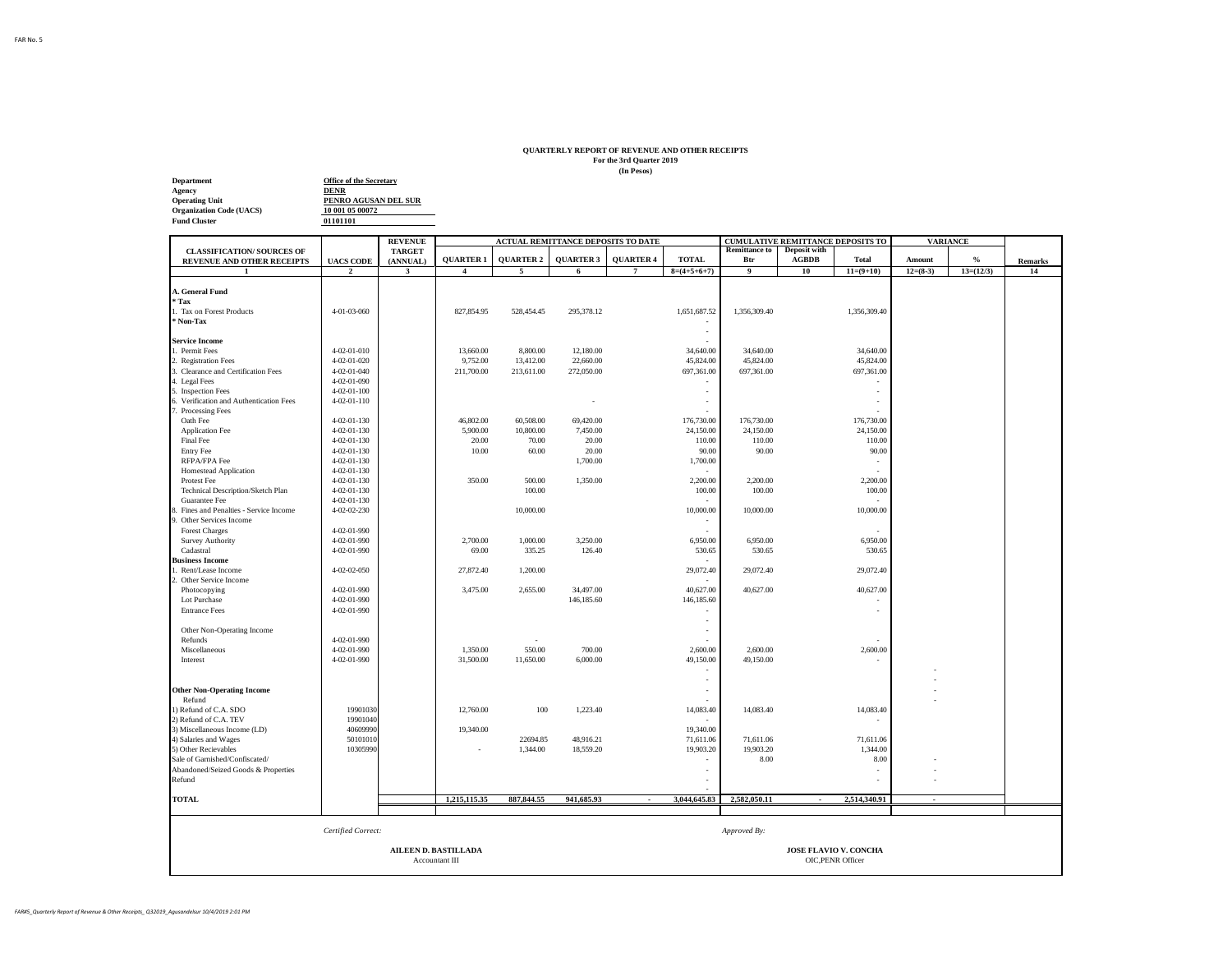FAR No. 5

# QUARTERLY REPORT OF REVENUE AND OTHER RECEIPTS
**For the 3rd Quarter 2019**
**(In Pesos)**

**Department** Office of the Secretary
**Agency** DENR
**Operating Unit** PENRO AGUSAN DEL SUR
**Organization Code (UACS)** 10 001 05 00072
**Fund Cluster** 01101101

| CLASSIFICATION/ SOURCES OF REVENUE AND OTHER RECEIPTS | UACS CODE | REVENUE TARGET (ANNUAL) | ACTUAL REMITTANCE DEPOSITS TO DATE | | | | | CUMULATIVE REMITTANCE DEPOSITS TO | | | VARIANCE | | Remarks |
|---|---|---|---|---|---|---|---|---|---|---|---|---|---|
| | | | QUARTER 1 | QUARTER 2 | QUARTER 3 | QUARTER 4 | TOTAL | Remittance to Btr | Deposit with AGBDB | Total | Amount | % | |
| 1 | 2 | 3 | 4 | 5 | 6 | 7 | 8=(4+5+6+7) | 9 | 10 | 11=(9+10) | 12=(8-3) | 13=(12/3) | 14 |
| **A. General Fund** | | | | | | | | | | | | | |
| *** Tax** | | | | | | | | | | | | | |
| 1. Tax on Forest Products | 4-01-03-060 | | 827,854.95 | 528,454.45 | 295,378.12 | | 1,651,687.52 | 1,356,309.40 | | 1,356,309.40 | | | |
| *** Non-Tax** | | | | | | | - | | | | | | |
| | | | | | | | - | | | | | | |
| **Service Income** | | | | | | | - | | | | | | |
| 1. Permit Fees | 4-02-01-010 | | 13,660.00 | 8,800.00 | 12,180.00 | | 34,640.00 | 34,640.00 | | 34,640.00 | | | |
| 2. Registration Fees | 4-02-01-020 | | 9,752.00 | 13,412.00 | 22,660.00 | | 45,824.00 | 45,824.00 | | 45,824.00 | | | |
| 3. Clearance and Certification Fees | 4-02-01-040 | | 211,700.00 | 213,611.00 | 272,050.00 | | 697,361.00 | 697,361.00 | | 697,361.00 | | | |
| 4. Legal Fees | 4-02-01-090 | | | | | | - | | | - | | | |
| 5. Inspection Fees | 4-02-01-100 | | | | | | - | | | - | | | |
| 6. Verification and Authentication Fees | 4-02-01-110 | | | | - | | - | | | - | | | |
| 7. Processing Fees | | | | | | | - | | | - | | | |
| Oath Fee | 4-02-01-130 | | 46,802.00 | 60,508.00 | 69,420.00 | | 176,730.00 | 176,730.00 | | 176,730.00 | | | |
| Application Fee | 4-02-01-130 | | 5,900.00 | 10,800.00 | 7,450.00 | | 24,150.00 | 24,150.00 | | 24,150.00 | | | |
| Final Fee | 4-02-01-130 | | 20.00 | 70.00 | 20.00 | | 110.00 | 110.00 | | 110.00 | | | |
| Entry Fee | 4-02-01-130 | | 10.00 | 60.00 | 20.00 | | 90.00 | 90.00 | | 90.00 | | | |
| RFPA/FPA Fee | 4-02-01-130 | | | | 1,700.00 | | 1,700.00 | | | - | | | |
| Homestead Application | 4-02-01-130 | | | | | | - | | | - | | | |
| Protest Fee | 4-02-01-130 | | 350.00 | 500.00 | 1,350.00 | | 2,200.00 | 2,200.00 | | 2,200.00 | | | |
| Technical Description/Sketch Plan | 4-02-01-130 | | | 100.00 | | | 100.00 | 100.00 | | 100.00 | | | |
| Guarantee Fee | 4-02-01-130 | | | | | | - | | | - | | | |
| 8. Fines and Penalties - Service Income | 4-02-02-230 | | | 10,000.00 | | | 10,000.00 | 10,000.00 | | 10,000.00 | | | |
| 9. Other Services Income | | | | | | | - | | | | | | |
| Forest Charges | 4-02-01-990 | | | | | | - | | | - | | | |
| Survey Authority | 4-02-01-990 | | 2,700.00 | 1,000.00 | 3,250.00 | | 6,950.00 | 6,950.00 | | 6,950.00 | | | |
| Cadastral | 4-02-01-990 | | 69.00 | 335.25 | 126.40 | | 530.65 | 530.65 | | 530.65 | | | |
| **Business Income** | | | | | | | - | | | | | | |
| 1. Rent/Lease Income | 4-02-02-050 | | 27,872.40 | 1,200.00 | | | 29,072.40 | 29,072.40 | | 29,072.40 | | | |
| 2. Other Service Income | | | | | | | - | | | | | | |
| Photocopying | 4-02-01-990 | | 3,475.00 | 2,655.00 | 34,497.00 | | 40,627.00 | 40,627.00 | | 40,627.00 | | | |
| Lot Purchase | 4-02-01-990 | | | | 146,185.60 | | 146,185.60 | | | - | | | |
| Entrance Fees | 4-02-01-990 | | | | | | - | | | - | | | |
| | | | | | | | - | | | | | | |
| Other Non-Operating Income | | | | | | | - | | | | | | |
| Refunds | 4-02-01-990 | | | - | | | - | | | - | | | |
| Miscellaneous | 4-02-01-990 | | 1,350.00 | 550.00 | 700.00 | | 2,600.00 | 2,600.00 | | 2,600.00 | | | |
| Interest | 4-02-01-990 | | 31,500.00 | 11,650.00 | 6,000.00 | | 49,150.00 | 49,150.00 | | - | | | |
| | | | | | | | - | | | | - | | |
| | | | | | | | - | | | | - | | |
| **Other Non-Operating Income** | | | | | | | - | | | | - | | |
| Refund | | | | | | | - | | | | - | | |
| 1) Refund of C.A. SDO | 19901030 | | 12,760.00 | 100 | 1,223.40 | | 14,083.40 | 14,083.40 | | 14,083.40 | | | |
| 2) Refund of C.A. TEV | 19901040 | | | | | | - | | | - | | | |
| 3) Miscellaneous Income (LD) | 40609990 | | 19,340.00 | | | | 19,340.00 | | | | | | |
| 4) Salaries and Wages | 50101010 | | | 22694.85 | 48,916.21 | | 71,611.06 | 71,611.06 | | 71,611.06 | | | |
| 5) Other Recievables | 10305990 | | - | 1,344.00 | 18,559.20 | | 19,903.20 | 19,903.20 | | 1,344.00 | | | |
| Sale of Garnished/Confiscated/ | | | | | | | - | 8.00 | | 8.00 | - | | |
| Abandoned/Seized Goods & Properties | | | | | | | - | | | - | - | | |
| Refund | | | | | | | - | | | - | - | | |
| | | | | | | | - | | | | | | |
| **TOTAL** | | | **1,215,115.35** | **887,844.55** | **941,685.93** | - | **3,044,645.83** | **2,582,050.11** | - | **2,514,340.91** | - | | |

*Certified Correct:*

**AILEEN D. BASTILLADA**
Accountant III

*Approved By:*

**JOSE FLAVIO V. CONCHA**
OIC,PENR Officer

*FARMS_Quarterly Report of Revenue & Other Receipts_Q32019_Agusandelsur 10/4/2019 2:01 PM*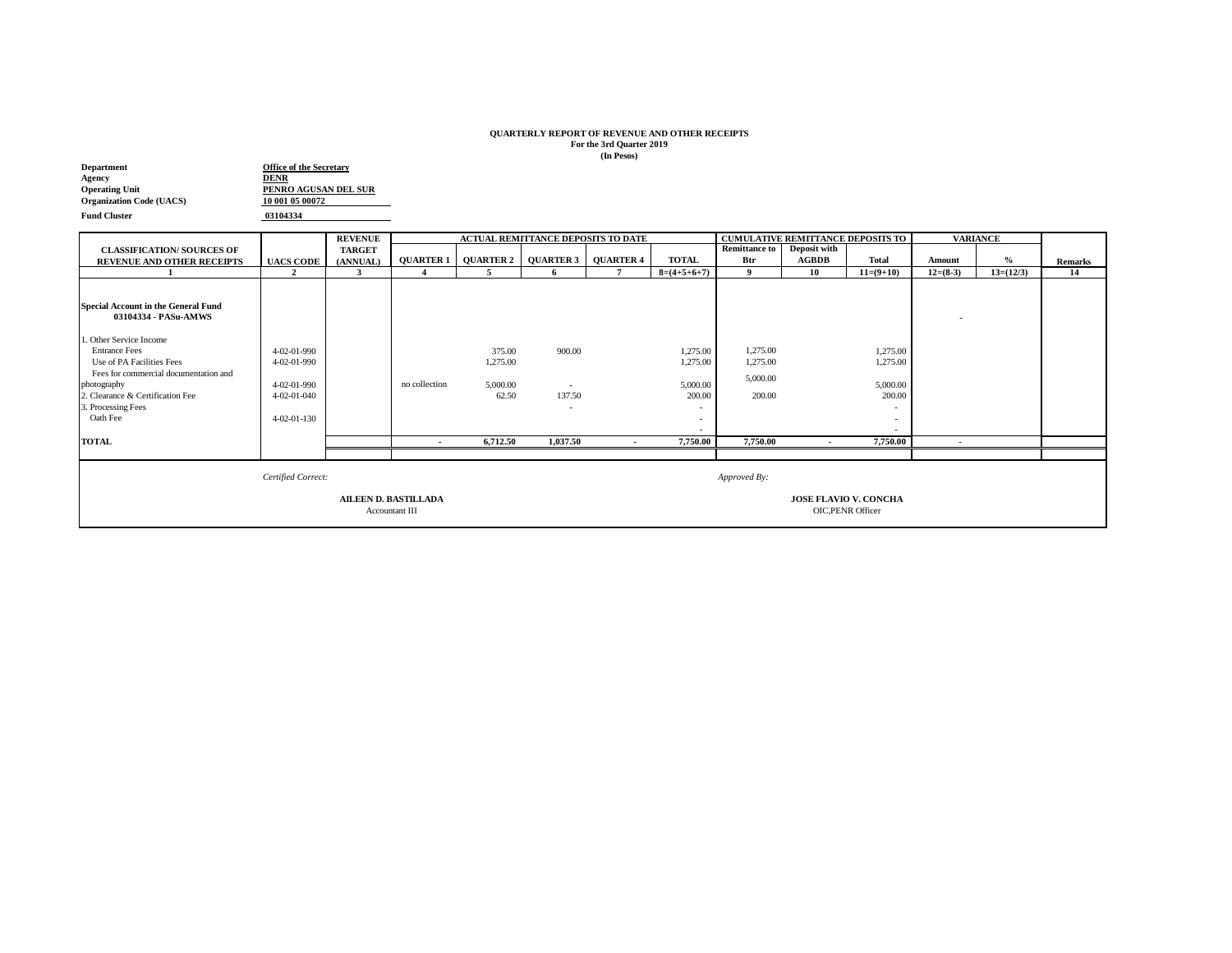**QUARTERLY REPORT OF REVENUE AND OTHER RECEIPTS**
**For the 3rd Quarter 2019**
**(In Pesos)**

**Department** Office of the Secretary
**Agency** DENR
**Operating Unit** PENRO AGUSAN DEL SUR
**Organization Code (UACS)** 10 001 05 00072
**Fund Cluster** 03104334

| CLASSIFICATION/ SOURCES OF REVENUE AND OTHER RECEIPTS | UACS CODE | REVENUE TARGET (ANNUAL) | ACTUAL REMITTANCE DEPOSITS TO DATE | | | | | CUMULATIVE REMITTANCE DEPOSITS TO | | | VARIANCE | | Remarks |
|---|---|---|---|---|---|---|---|---|---|---|---|---|---|
| | | | QUARTER 1 | QUARTER 2 | QUARTER 3 | QUARTER 4 | TOTAL | Remittance to Btr | Deposit with AGBDB | Total | Amount | % | |
| 1 | 2 | 3 | 4 | 5 | 6 | 7 | 8=(4+5+6+7) | 9 | 10 | 11=(9+10) | 12=(8-3) | 13=(12/3) | 14 |
| **Special Account in the General Fund 03104334 - PASu-AMWS** | | | | | | | | | | | - | | |
| 1. Other Service Income | | | | | | | | | | | | | |
| Entrance Fees | 4-02-01-990 | | | 375.00 | 900.00 | | 1,275.00 | 1,275.00 | | 1,275.00 | | | |
| Use of PA Facilities Fees | 4-02-01-990 | | | 1,275.00 | | | 1,275.00 | 1,275.00 | | 1,275.00 | | | |
| Fees for commercial documentation and photography | 4-02-01-990 | | no collection | 5,000.00 | - | | 5,000.00 | 5,000.00 | | 5,000.00 | | | |
| 2. Clearance & Certification Fee | 4-02-01-040 | | | 62.50 | 137.50 | | 200.00 | 200.00 | | 200.00 | | | |
| 3. Processing Fees | | | | | - | | - | | | - | | | |
| Oath Fee | 4-02-01-130 | | | | | | - | | | - | | | |
| | | | | | | | - | | | - | | | |
| **TOTAL** | | | **-** | **6,712.50** | **1,037.50** | **-** | **7,750.00** | **7,750.00** | **-** | **7,750.00** | - | | |

*Certified Correct:*

**AILEEN D. BASTILLADA**
Accountant III

*Approved By:*

**JOSE FLAVIO V. CONCHA**
OIC,PENR Officer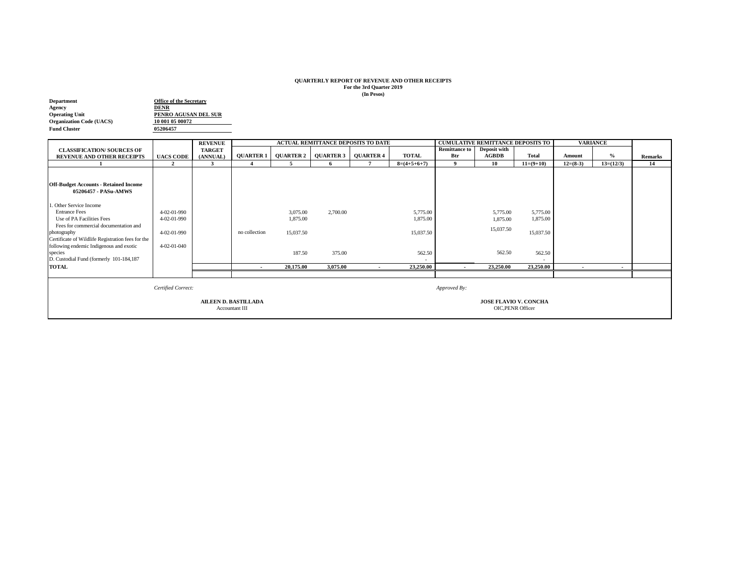**QUARTERLY REPORT OF REVENUE AND OTHER RECEIPTS**
**For the 3rd Quarter 2019**
**(In Pesos)**

**Department** Office of the Secretary
**Agency** DENR
**Operating Unit** PENRO AGUSAN DEL SUR
**Organization Code (UACS)** 10 001 05 00072
**Fund Cluster** 05206457

| CLASSIFICATION/ SOURCES OF REVENUE AND OTHER RECEIPTS | UACS CODE | REVENUE TARGET (ANNUAL) | ACTUAL REMITTANCE DEPOSITS TO DATE | | | | | CUMULATIVE REMITTANCE DEPOSITS TO | | | VARIANCE | | Remarks |
|---|---|---|---|---|---|---|---|---|---|---|---|---|---|
| | | | QUARTER 1 | QUARTER 2 | QUARTER 3 | QUARTER 4 | TOTAL | Remittance to Btr | Deposit with AGBDB | Total | Amount | % | |
| 1 | 2 | 3 | 4 | 5 | 6 | 7 | 8=(4+5+6+7) | 9 | 10 | 11=(9+10) | 12=(8-3) | 13=(12/3) | 14 |
| **Off-Budget Accounts - Retained Income 05206457 - PASu-AMWS** | | | | | | | | | | | | | |
| 1. Other Service Income | | | | | | | | | | | | | |
| Entrance Fees | 4-02-01-990 | | | 3,075.00 | 2,700.00 | | 5,775.00 | | 5,775.00 | 5,775.00 | | | |
| Use of PA Facilities Fees | 4-02-01-990 | | | 1,875.00 | | | 1,875.00 | | 1,875.00 | 1,875.00 | | | |
| Fees for commercial documentation and photography | 4-02-01-990 | | no collection | 15,037.50 | | | 15,037.50 | | 15,037.50 | 15,037.50 | | | |
| Certificate of Wildlife Registration fees for the following endemic Indigenous and exotic species | 4-02-01-040 | | | 187.50 | 375.00 | | 562.50 | | 562.50 | 562.50 | | | |
| D. Custodial Fund (formerly 101-184,187 | | | | | | | - | | | - | | | |
| **TOTAL** | | | - | **20,175.00** | **3,075.00** | - | **23,250.00** | - | **23,250.00** | **23,250.00** | - | - | |

*Certified Correct:*

**AILEEN D. BASTILLADA**
Accountant III

*Approved By:*

**JOSE FLAVIO V. CONCHA**
OIC,PENR Officer